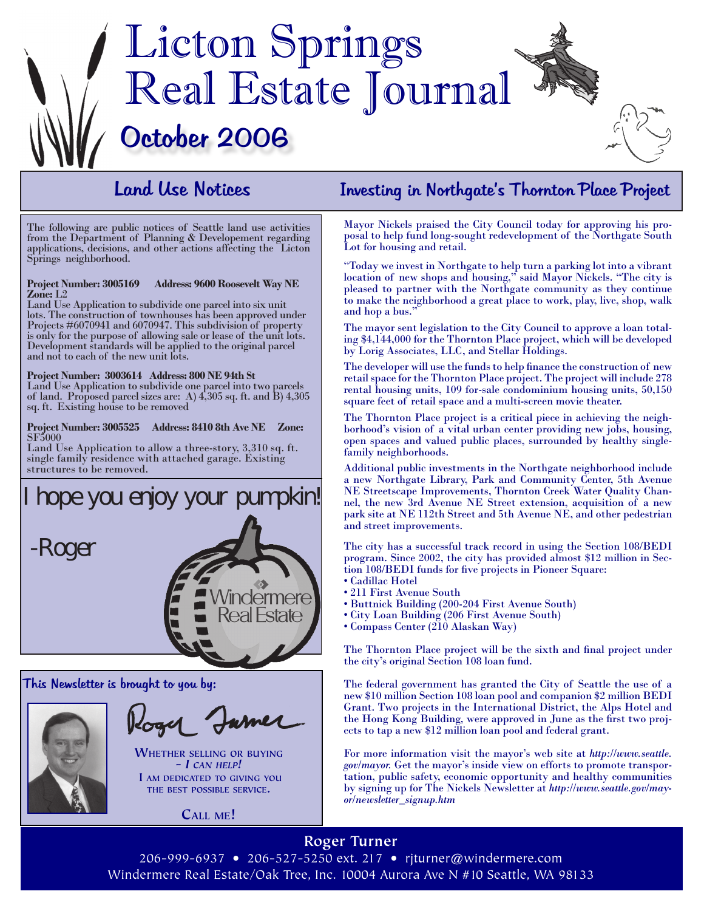# Licton Springs Real Estate Journal

## October 2006

## Land Use Notices

The following are public notices of Seattle land use activities from the Department of Planning & Developement regarding applications, decisions, and other actions affecting the Licton Springs neighborhood.

**Project Number: 3005169 Address: 9600 Roosevelt Way NE Zone:** L2
Land Use Application to subdivide one parcel into six unit lots. The construction of townhouses has been approved under Projects #6070941 and 6070947. This subdivision of property is only for the purpose of allowing sale or lease of the unit lots. Development standards will be applied to the original parcel and not to each of the new unit lots.

**Project Number: 3003614 Address: 800 NE 94th St**
Land Use Application to subdivide one parcel into two parcels of land. Proposed parcel sizes are: A) 4,305 sq. ft. and B) 4,305 sq. ft. Existing house to be removed

**Project Number: 3005525 Address: 8410 8th Ave NE Zone:** SF5000
Land Use Application to allow a three-story, 3,310 sq. ft. single family residence with attached garage. Existing structures to be removed.

I hope you enjoy your pumpkin!

-Roger

Windermere Real Estate

### This Newsletter is brought to you by:

Roger Turner

WHETHER SELLING OR BUYING – *I CAN HELP!*
I AM DEDICATED TO GIVING YOU THE BEST POSSIBLE SERVICE.

CALL ME!

## Investing in Northgate's Thornton Place Project

Mayor Nickels praised the City Council today for approving his proposal to help fund long-sought redevelopment of the Northgate South Lot for housing and retail.

"Today we invest in Northgate to help turn a parking lot into a vibrant location of new shops and housing," said Mayor Nickels. "The city is pleased to partner with the Northgate community as they continue to make the neighborhood a great place to work, play, live, shop, walk and hop a bus."

The mayor sent legislation to the City Council to approve a loan totaling $4,144,000 for the Thornton Place project, which will be developed by Lorig Associates, LLC, and Stellar Holdings.

The developer will use the funds to help finance the construction of new retail space for the Thornton Place project. The project will include 278 rental housing units, 109 for-sale condominium housing units, 50,150 square feet of retail space and a multi-screen movie theater.

The Thornton Place project is a critical piece in achieving the neighborhood's vision of a vital urban center providing new jobs, housing, open spaces and valued public places, surrounded by healthy single-family neighborhoods.

Additional public investments in the Northgate neighborhood include a new Northgate Library, Park and Community Center, 5th Avenue NE Streetscape Improvements, Thornton Creek Water Quality Channel, the new 3rd Avenue NE Street extension, acquisition of a new park site at NE 112th Street and 5th Avenue NE, and other pedestrian and street improvements.

The city has a successful track record in using the Section 108/BEDI program. Since 2002, the city has provided almost $12 million in Section 108/BEDI funds for five projects in Pioneer Square:

- Cadillac Hotel
- 211 First Avenue South
- Buttnick Building (200-204 First Avenue South)
- City Loan Building (206 First Avenue South)
- Compass Center (210 Alaskan Way)

The Thornton Place project will be the sixth and final project under the city's original Section 108 loan fund.

The federal government has granted the City of Seattle the use of a new $10 million Section 108 loan pool and companion $2 million BEDI Grant. Two projects in the International District, the Alps Hotel and the Hong Kong Building, were approved in June as the first two projects to tap a new $12 million loan pool and federal grant.

For more information visit the mayor's web site at *http://www.seattle.gov/mayor.* Get the mayor's inside view on efforts to promote transportation, public safety, economic opportunity and healthy communities by signing up for The Nickels Newsletter at *http://www.seattle.gov/mayor/newsletter_signup.htm*

**Roger Turner**
206-999-6937 • 206-527-5250 ext. 217 • rjturner@windermere.com
Windermere Real Estate/Oak Tree, Inc. 10004 Aurora Ave N #10 Seattle, WA 98133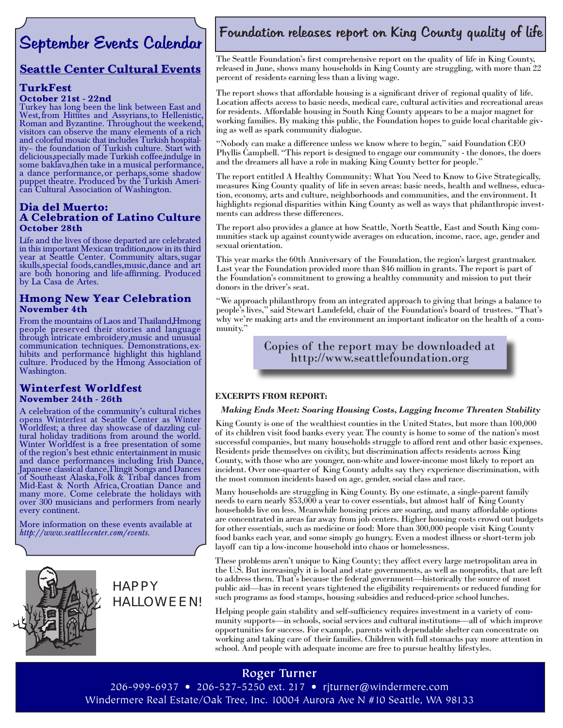# September Events Calendar

## Seattle Center Cultural Events

### TurkFest
**October 21st - 22nd**

Turkey has long been the link between East and West, from Hittites and Assyrians, to Hellenistic, Roman and Byzantine. Throughout the weekend, visitors can observe the many elements of a rich and colorful mosaic that includes Turkish hospitality– the foundation of Turkish culture. Start with delicious,specially made Turkish coffee,indulge in some baklava,then take in a musical performance, a dance performance, or perhaps, some shadow puppet theatre. Produced by the Turkish American Cultural Association of Washington.

### Dia del Muerto: A Celebration of Latino Culture
**October 28th**

Life and the lives of those departed are celebrated in this important Mexican tradition,now in its third year at Seattle Center. Community altars, sugar skulls,special foods,candles,music,dance and art are both honoring and life-affirming. Produced by La Casa de Artes.

### Hmong New Year Celebration
**November 4th**

From the mountains of Laos and Thailand,Hmong people preserved their stories and language through intricate embroidery,music and unusual communication techniques. Demonstrations, exhibits and performance highlight this highland culture. Produced by the Hmong Association of Washington.

### Winterfest Worldfest
**November 24th - 26th**

A celebration of the community's cultural riches opens Winterfest at Seattle Center as Winter Worldfest; a three day showcase of dazzling cultural holiday traditions from around the world. Winter Worldfest is a free presentation of some of the region's best ethnic entertainment in music and dance performances including Irish Dance, Japanese classical dance,Tlingit Songs and Dances of Southeast Alaska,Folk & Tribal dances from Mid-East & North Africa, Croatian Dance and many more. Come celebrate the holidays with over 300 musicians and performers from nearly every continent.

More information on these events available at *http://www.seattlecenter.com/events.*

HAPPY HALLOWEEN!

# Foundation releases report on King County quality of life

The Seattle Foundation's first comprehensive report on the quality of life in King County, released in June, shows many households in King County are struggling, with more than 22 percent of residents earning less than a living wage.

The report shows that affordable housing is a significant driver of regional quality of life. Location affects access to basic needs, medical care, cultural activities and recreational areas for residents. Affordable housing in South King County appears to be a major magnet for working families. By making this public, the Foundation hopes to guide local charitable giving as well as spark community dialogue.

"Nobody can make a difference unless we know where to begin," said Foundation CEO Phyllis Campbell. "This report is designed to engage our community - the donors, the doers and the dreamers all have a role in making King County better for people."

The report entitled A Healthy Community: What You Need to Know to Give Strategically, measures King County quality of life in seven areas: basic needs, health and wellness, education, economy, arts and culture, neighborhoods and communities, and the environment. It highlights regional disparities within King County as well as ways that philanthropic investments can address these differences.

The report also provides a glance at how Seattle, North Seattle, East and South King communities stack up against countywide averages on education, income, race, age, gender and sexual orientation.

This year marks the 60th Anniversary of the Foundation, the region's largest grantmaker. Last year the Foundation provided more than $46 million in grants. The report is part of the Foundation's commitment to growing a healthy community and mission to put their donors in the driver's seat.

"We approach philanthropy from an integrated approach to giving that brings a balance to people's lives," said Stewart Landefeld, chair of the Foundation's board of trustees. "That's why we're making arts and the environment an important indicator on the health of a community."

Copies of the report may be downloaded at http://www.seattlefoundation.org

**EXCERPTS FROM REPORT:**

***Making Ends Meet: Soaring Housing Costs, Lagging Income Threaten Stability***

King County is one of the wealthiest counties in the United States, but more than 100,000 of its children visit food banks every year. The county is home to some of the nation's most successful companies, but many households struggle to afford rent and other basic expenses. Residents pride themselves on civility, but discrimination affects residents across King County, with those who are younger, non-white and lower-income most likely to report an incident. Over one-quarter of King County adults say they experience discrimination, with the most common incidents based on age, gender, social class and race.

Many households are struggling in King County. By one estimate, a single-parent family needs to earn nearly $53,000 a year to cover essentials, but almost half of King County households live on less. Meanwhile housing prices are soaring, and many affordable options are concentrated in areas far away from job centers. Higher housing costs crowd out budgets for other essentials, such as medicine or food: More than 300,000 people visit King County food banks each year, and some simply go hungry. Even a modest illness or short-term job layoff can tip a low-income household into chaos or homelessness.

These problems aren't unique to King County; they affect every large metropolitan area in the U.S. But increasingly it is local and state governments, as well as nonprofits, that are left to address them. That's because the federal government—historically the source of most public aid—has in recent years tightened the eligibility requirements or reduced funding for such programs as food stamps, housing subsidies and reduced-price school lunches.

Helping people gain stability and self-sufficiency requires investment in a variety of community supports—in schools, social services and cultural institutions—all of which improve opportunities for success. For example, parents with dependable shelter can concentrate on working and taking care of their families. Children with full stomachs pay more attention in school. And people with adequate income are free to pursue healthy lifestyles.

**Roger Turner**
206-999-6937 • 206-527-5250 ext. 217 • rjturner@windermere.com
Windermere Real Estate/Oak Tree, Inc. 10004 Aurora Ave N #10 Seattle, WA 98133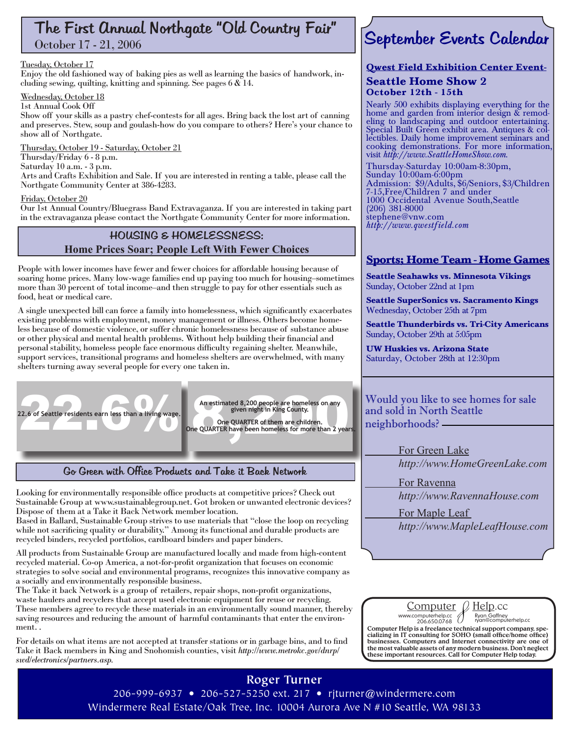# The First Annual Northgate "Old Country Fair"

October 17 - 21, 2006

Tuesday, October 17

Enjoy the old fashioned way of baking pies as well as learning the basics of handwork, including sewing, quilting, knitting and spinning. See pages 6 & 14.

Wednesday, October 18

1st Annual Cook Off

Show off your skills as a pastry chef-contests for all ages. Bring back the lost art of canning and preserves. Stew, soup and goulash-how do you compare to others? Here's your chance to show all of Northgate.

Thursday, October 19 - Saturday, October 21

Thursday/Friday 6 - 8 p.m.

Saturday 10 a.m. - 3 p.m.

Arts and Crafts Exhibition and Sale. If you are interested in renting a table, please call the Northgate Community Center at 386-4283.

Friday, October 20

Our 1st Annual Country/Bluegrass Band Extravaganza. If you are interested in taking part in the extravaganza please contact the Northgate Community Center for more information.

## HOUSING & HOMELESSNESS:

### Home Prices Soar; People Left With Fewer Choices

People with lower incomes have fewer and fewer choices for affordable housing because of soaring home prices. Many low-wage families end up paying too much for housing–sometimes more than 30 percent of total income–and then struggle to pay for other essentials such as food, heat or medical care.

A single unexpected bill can force a family into homelessness, which significantly exacerbates existing problems with employment, money management or illness. Others become homeless because of domestic violence, or suffer chronic homelessness because of substance abuse or other physical and mental health problems. Without help building their financial and personal stability, homeless people face enormous difficulty regaining shelter. Meanwhile, support services, transitional programs and homeless shelters are overwhelmed, with many shelters turning away several people for every one taken in.

**22.6%**

22.6 of Seattle residents earn less than a living wage.

**8,200**

An estimated 8,200 people are homeless on any given night in King County.

One QUARTER of them are children.

One QUARTER have been homeless for more than 2 years.

## Go Green with Office Products and Take it Back Network

Looking for environmentally responsible office products at competitive prices? Check out Sustainable Group at www.sustainablegroup.net. Got broken or unwanted electronic devices? Dispose of them at a Take it Back Network member location.

Based in Ballard, Sustainable Group strives to use materials that "close the loop on recycling while not sacrificing quality or durability." Among its functional and durable products are recycled binders, recycled portfolios, cardboard binders and paper binders.

All products from Sustainable Group are manufactured locally and made from high-content recycled material. Co-op America, a not-for-profit organization that focuses on economic strategies to solve social and environmental programs, recognizes this innovative company as a socially and environmentally responsible business.

The Take it back Network is a group of retailers, repair shops, non-profit organizations, waste haulers and recyclers that accept used electronic equipment for reuse or recycling. These members agree to recycle these materials in an environmentally sound manner, thereby saving resources and reducing the amount of harmful contaminants that enter the environment. .

For details on what items are not accepted at transfer stations or in garbage bins, and to find Take it Back members in King and Snohomish counties, visit *http://www.metrokc.gov/dnrp/swd/electronics/partners.asp.*

# September Events Calendar

**Qwest Field Exhibition Center Event-**

### Seattle Home Show 2

**October 12th - 15th**

Nearly 500 exhibits displaying everything for the home and garden from interior design & remodeling to landscaping and outdoor entertaining. Special Built Green exhibit area. Antiques & collectibles. Daily home improvement seminars and cooking demonstrations. For more information, visit *http://www.SeattleHomeShow.com.*

Thursday-Saturday 10:00am-8:30pm,
Sunday 10:00am-6:00pm
Admission: $9/Adults, $6/Seniors, $3/Children 7-15,Free/Children 7 and under
1000 Occidental Avenue South,Seattle
(206) 381-8000
stephene@vnw.com
*http://www.qwestfield.com*

## Sports; Home Team - Home Games

**Seattle Seahawks vs. Minnesota Vikings**
Sunday, October 22nd at 1pm

**Seattle SuperSonics vs. Sacramento Kings**
Wednesday, October 25th at 7pm

**Seattle Thunderbirds vs. Tri-City Americans**
Sunday, October 29th at 5:05pm

**UW Huskies vs. Arizona State**
Saturday, October 28th at 12:30pm

Would you like to see homes for sale and sold in North Seattle neighborhoods?

For Green Lake
*http://www.HomeGreenLake.com*

For Ravenna
*http://www.RavennaHouse.com*

For Maple Leaf
*http://www.MapleLeafHouse.com*

Computer Help.cc
www.computerhelp.cc 206.650.0768
Ryan Gaffney ryan@computerhelp.cc

**Computer Help is a freelance technical support company, specializing in IT consulting for SOHO (small office/home office) businesses. Computers and Internet connectivity are one of the most valuable assets of any modern business. Don't neglect these important resources. Call for Computer Help today.**

**Roger Turner**

206-999-6937 • 206-527-5250 ext. 217 • rjturner@windermere.com

Windermere Real Estate/Oak Tree, Inc. 10004 Aurora Ave N #10 Seattle, WA 98133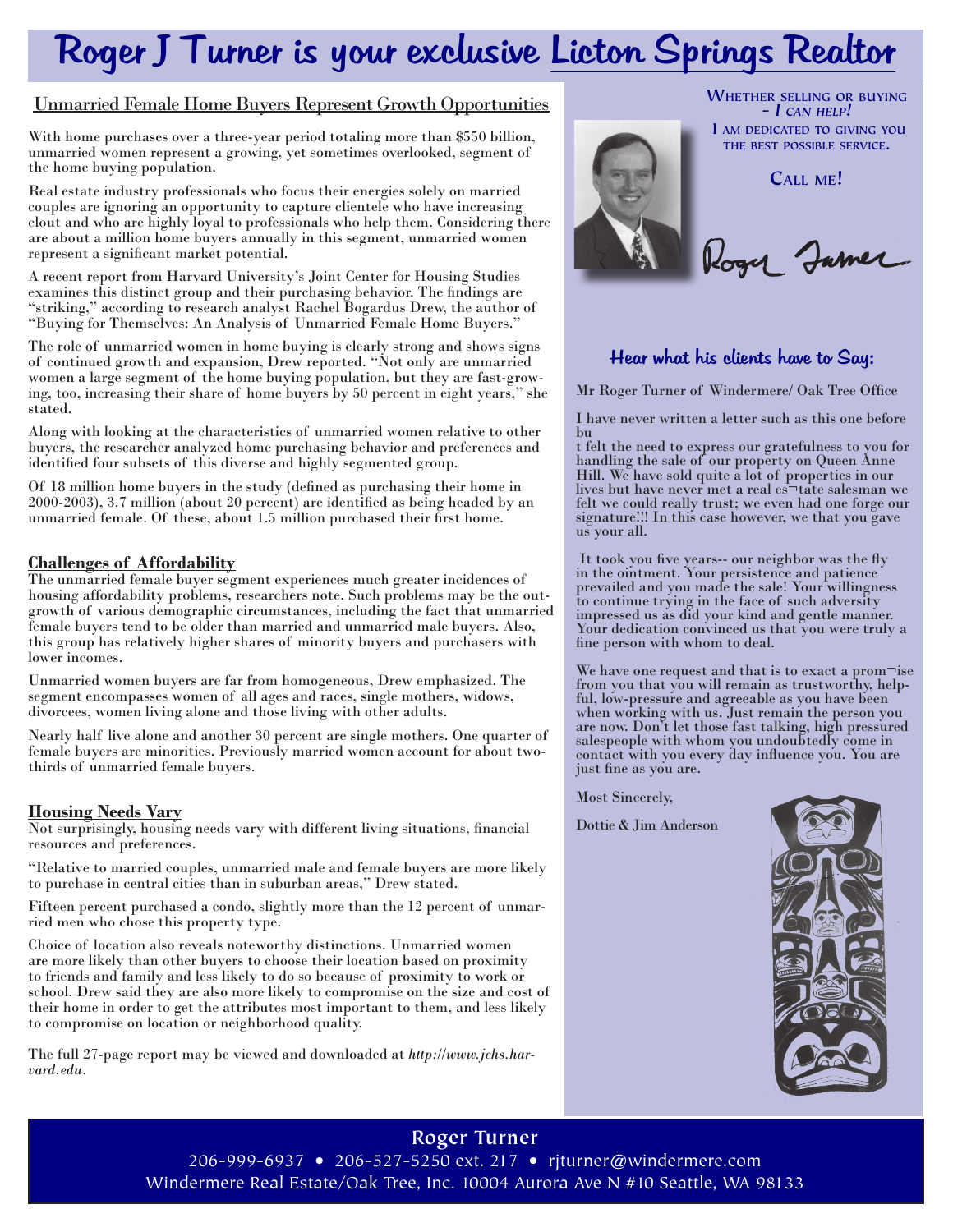# Roger J Turner is your exclusive Licton Springs Realtor

## Unmarried Female Home Buyers Represent Growth Opportunities

With home purchases over a three-year period totaling more than $550 billion, unmarried women represent a growing, yet sometimes overlooked, segment of the home buying population.

Real estate industry professionals who focus their energies solely on married couples are ignoring an opportunity to capture clientele who have increasing clout and who are highly loyal to professionals who help them. Considering there are about a million home buyers annually in this segment, unmarried women represent a significant market potential.

A recent report from Harvard University's Joint Center for Housing Studies examines this distinct group and their purchasing behavior. The findings are "striking," according to research analyst Rachel Bogardus Drew, the author of "Buying for Themselves: An Analysis of Unmarried Female Home Buyers."

The role of unmarried women in home buying is clearly strong and shows signs of continued growth and expansion, Drew reported. "Not only are unmarried women a large segment of the home buying population, but they are fast-growing, too, increasing their share of home buyers by 50 percent in eight years," she stated.

Along with looking at the characteristics of unmarried women relative to other buyers, the researcher analyzed home purchasing behavior and preferences and identified four subsets of this diverse and highly segmented group.

Of 18 million home buyers in the study (defined as purchasing their home in 2000-2003), 3.7 million (about 20 percent) are identified as being headed by an unmarried female. Of these, about 1.5 million purchased their first home.

### Challenges of Affordability

The unmarried female buyer segment experiences much greater incidences of housing affordability problems, researchers note. Such problems may be the outgrowth of various demographic circumstances, including the fact that unmarried female buyers tend to be older than married and unmarried male buyers. Also, this group has relatively higher shares of minority buyers and purchasers with lower incomes.

Unmarried women buyers are far from homogeneous, Drew emphasized. The segment encompasses women of all ages and races, single mothers, widows, divorcees, women living alone and those living with other adults.

Nearly half live alone and another 30 percent are single mothers. One quarter of female buyers are minorities. Previously married women account for about two-thirds of unmarried female buyers.

### Housing Needs Vary

Not surprisingly, housing needs vary with different living situations, financial resources and preferences.

"Relative to married couples, unmarried male and female buyers are more likely to purchase in central cities than in suburban areas," Drew stated.

Fifteen percent purchased a condo, slightly more than the 12 percent of unmarried men who chose this property type.

Choice of location also reveals noteworthy distinctions. Unmarried women are more likely than other buyers to choose their location based on proximity to friends and family and less likely to do so because of proximity to work or school. Drew said they are also more likely to compromise on the size and cost of their home in order to get the attributes most important to them, and less likely to compromise on location or neighborhood quality.

The full 27-page report may be viewed and downloaded at *http://www.jchs.harvard.edu*.

**WHETHER SELLING OR BUYING – *I CAN HELP!***

**I AM DEDICATED TO GIVING YOU THE BEST POSSIBLE SERVICE.**

**CALL ME!**

Roger Turner

### Hear what his clients have to Say:

Mr Roger Turner of Windermere/ Oak Tree Office

I have never written a letter such as this one before bu
t felt the need to express our gratefulness to you for handling the sale of our property on Queen Anne Hill. We have sold quite a lot of properties in our lives but have never met a real es¬tate salesman we felt we could really trust; we even had one forge our signature!!! In this case however, we that you gave us your all.

It took you five years-- our neighbor was the fly in the ointment. Your persistence and patience prevailed and you made the sale! Your willingness to continue trying in the face of such adversity impressed us as did your kind and gentle manner. Your dedication convinced us that you were truly a fine person with whom to deal.

We have one request and that is to exact a prom¬ise from you that you will remain as trustworthy, helpful, low-pressure and agreeable as you have been when working with us. Just remain the person you are now. Don't let those fast talking, high pressured salespeople with whom you undoubtedly come in contact with you every day influence you. You are just fine as you are.

Most Sincerely,

Dottie & Jim Anderson

**Roger Turner**

206-999-6937 • 206-527-5250 ext. 217 • rjturner@windermere.com

Windermere Real Estate/Oak Tree, Inc. 10004 Aurora Ave N #10 Seattle, WA 98133